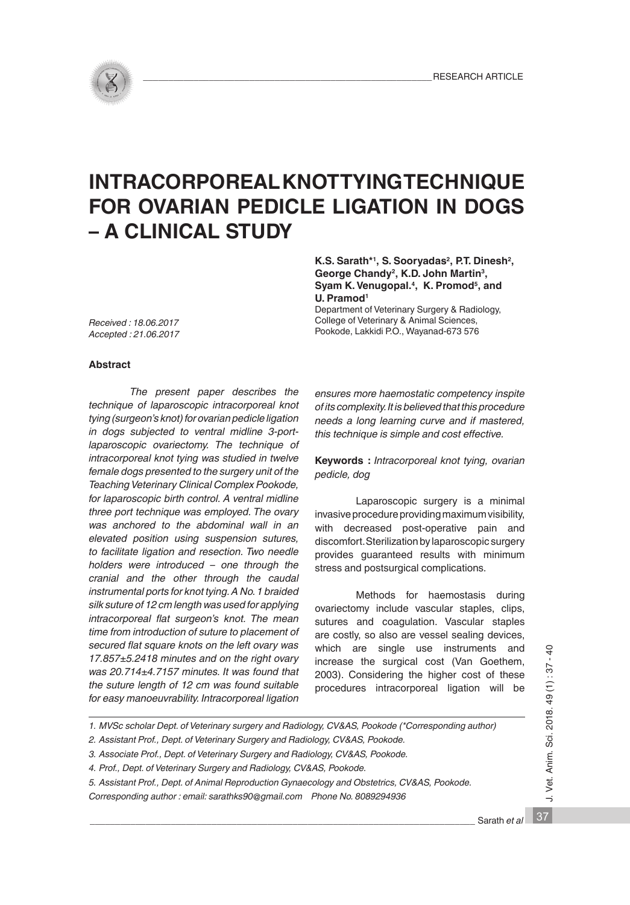RESEARCH ARTICLE

# INTRACORPOREAL KNOT TYING TECHNIQUE FOR OVARIAN PEDICLE LIGATION IN DOGS – A CLINICAL STUDY

**K.S. Sarath*[1], S. Sooryadas[2], P.T. Dinesh[2], George Chandy[2], K.D. John Martin[3], Syam K. Venugopal.[4], K. Promod[5], and U. Pramod[1]**

Department of Veterinary Surgery & Radiology,
College of Veterinary & Animal Sciences,
Pookode, Lakkidi P.O., Wayanad-673 576

*Received : 18.06.2017*
*Accepted : 21.06.2017*

### Abstract

*The present paper describes the technique of laparoscopic intracorporeal knot tying (surgeon's knot) for ovarian pedicle ligation in dogs subjected to ventral midline 3-port-laparoscopic ovariectomy. The technique of intracorporeal knot tying was studied in twelve female dogs presented to the surgery unit of the Teaching Veterinary Clinical Complex Pookode, for laparoscopic birth control. A ventral midline three port technique was employed. The ovary was anchored to the abdominal wall in an elevated position using suspension sutures, to facilitate ligation and resection. Two needle holders were introduced – one through the cranial and the other through the caudal instrumental ports for knot tying. A No. 1 braided silk suture of 12 cm length was used for applying intracorporeal flat surgeon's knot. The mean time from introduction of suture to placement of secured flat square knots on the left ovary was 17.857±5.2418 minutes and on the right ovary was 20.714±4.7157 minutes. It was found that the suture length of 12 cm was found suitable for easy manoeuvrability. Intracorporeal ligation ensures more haemostatic competency inspite of its complexity. It is believed that this procedure needs a long learning curve and if mastered, this technique is simple and cost effective.*

**Keywords :** *Intracorporeal knot tying, ovarian pedicle, dog*

Laparoscopic surgery is a minimal invasive procedure providing maximum visibility, with decreased post-operative pain and discomfort. Sterilization by laparoscopic surgery provides guaranteed results with minimum stress and postsurgical complications.

Methods for haemostasis during ovariectomy include vascular staples, clips, sutures and coagulation. Vascular staples are costly, so also are vessel sealing devices, which are single use instruments and increase the surgical cost (Van Goethem, 2003). Considering the higher cost of these procedures intracorporeal ligation will be

---

*1. MVSc scholar Dept. of Veterinary surgery and Radiology, CV&AS, Pookode (*Corresponding author)*

*2. Assistant Prof., Dept. of Veterinary Surgery and Radiology, CV&AS, Pookode.*

*3. Associate Prof., Dept. of Veterinary Surgery and Radiology, CV&AS, Pookode.*

*4. Prof., Dept. of Veterinary Surgery and Radiology, CV&AS, Pookode.*

*5. Assistant Prof., Dept. of Animal Reproduction Gynaecology and Obstetrics, CV&AS, Pookode.*

*Corresponding author : email: sarathks90@gmail.com Phone No. 8089294936*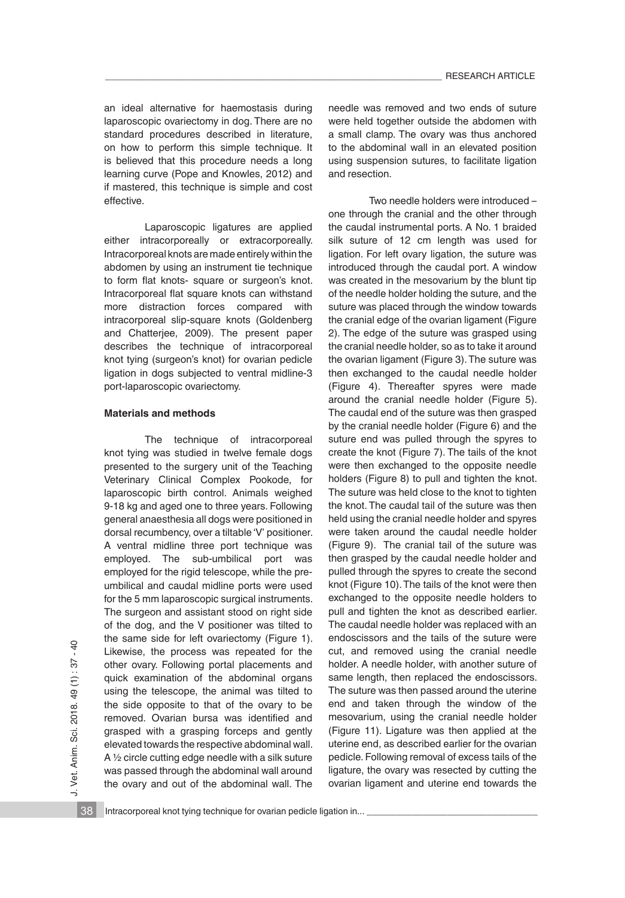an ideal alternative for haemostasis during laparoscopic ovariectomy in dog. There are no standard procedures described in literature, on how to perform this simple technique. It is believed that this procedure needs a long learning curve (Pope and Knowles, 2012) and if mastered, this technique is simple and cost effective.

Laparoscopic ligatures are applied either intracorporeally or extracorporeally. Intracorporeal knots are made entirely within the abdomen by using an instrument tie technique to form flat knots- square or surgeon's knot. Intracorporeal flat square knots can withstand more distraction forces compared with intracorporeal slip-square knots (Goldenberg and Chatterjee, 2009). The present paper describes the technique of intracorporeal knot tying (surgeon's knot) for ovarian pedicle ligation in dogs subjected to ventral midline-3 port-laparoscopic ovariectomy.

**Materials and methods**

The technique of intracorporeal knot tying was studied in twelve female dogs presented to the surgery unit of the Teaching Veterinary Clinical Complex Pookode, for laparoscopic birth control. Animals weighed 9-18 kg and aged one to three years. Following general anaesthesia all dogs were positioned in dorsal recumbency, over a tiltable 'V' positioner. A ventral midline three port technique was employed. The sub-umbilical port was employed for the rigid telescope, while the pre-umbilical and caudal midline ports were used for the 5 mm laparoscopic surgical instruments. The surgeon and assistant stood on right side of the dog, and the V positioner was tilted to the same side for left ovariectomy (Figure 1). Likewise, the process was repeated for the other ovary. Following portal placements and quick examination of the abdominal organs using the telescope, the animal was tilted to the side opposite to that of the ovary to be removed. Ovarian bursa was identified and grasped with a grasping forceps and gently elevated towards the respective abdominal wall. A ½ circle cutting edge needle with a silk suture was passed through the abdominal wall around the ovary and out of the abdominal wall. The needle was removed and two ends of suture were held together outside the abdomen with a small clamp. The ovary was thus anchored to the abdominal wall in an elevated position using suspension sutures, to facilitate ligation and resection.

Two needle holders were introduced – one through the cranial and the other through the caudal instrumental ports. A No. 1 braided silk suture of 12 cm length was used for ligation. For left ovary ligation, the suture was introduced through the caudal port. A window was created in the mesovarium by the blunt tip of the needle holder holding the suture, and the suture was placed through the window towards the cranial edge of the ovarian ligament (Figure 2). The edge of the suture was grasped using the cranial needle holder, so as to take it around the ovarian ligament (Figure 3). The suture was then exchanged to the caudal needle holder (Figure 4). Thereafter spyres were made around the cranial needle holder (Figure 5). The caudal end of the suture was then grasped by the cranial needle holder (Figure 6) and the suture end was pulled through the spyres to create the knot (Figure 7). The tails of the knot were then exchanged to the opposite needle holders (Figure 8) to pull and tighten the knot. The suture was held close to the knot to tighten the knot. The caudal tail of the suture was then held using the cranial needle holder and spyres were taken around the caudal needle holder (Figure 9). The cranial tail of the suture was then grasped by the caudal needle holder and pulled through the spyres to create the second knot (Figure 10). The tails of the knot were then exchanged to the opposite needle holders to pull and tighten the knot as described earlier. The caudal needle holder was replaced with an endoscissors and the tails of the suture were cut, and removed using the cranial needle holder. A needle holder, with another suture of same length, then replaced the endoscissors. The suture was then passed around the uterine end and taken through the window of the mesovarium, using the cranial needle holder (Figure 11). Ligature was then applied at the uterine end, as described earlier for the ovarian pedicle. Following removal of excess tails of the ligature, the ovary was resected by cutting the ovarian ligament and uterine end towards the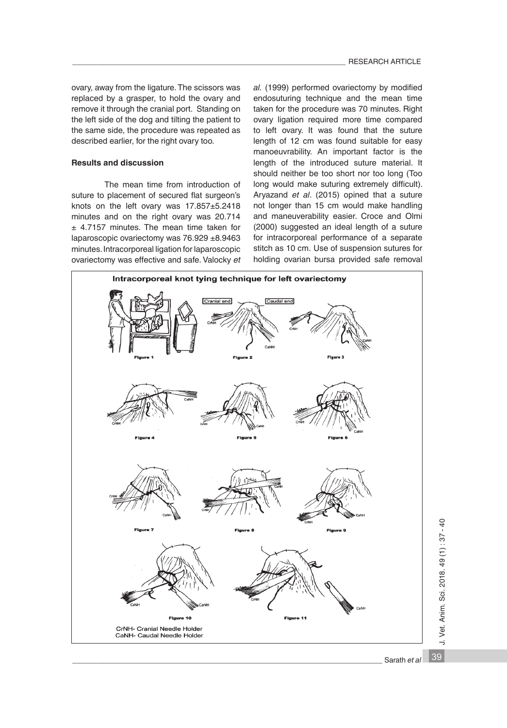ovary, away from the ligature. The scissors was replaced by a grasper, to hold the ovary and remove it through the cranial port. Standing on the left side of the dog and tilting the patient to the same side, the procedure was repeated as described earlier, for the right ovary too.

**Results and discussion**

The mean time from introduction of suture to placement of secured flat surgeon's knots on the left ovary was 17.857±5.2418 minutes and on the right ovary was 20.714 ± 4.7157 minutes. The mean time taken for laparoscopic ovariectomy was 76.929 ±8.9463 minutes. Intracorporeal ligation for laparoscopic ovariectomy was effective and safe. Valocky *et al.* (1999) performed ovariectomy by modified endosuturing technique and the mean time taken for the procedure was 70 minutes. Right ovary ligation required more time compared to left ovary. It was found that the suture length of 12 cm was found suitable for easy manoeuvrability. An important factor is the length of the introduced suture material. It should neither be too short nor too long (Too long would make suturing extremely difficult). Aryazand *et al*. (2015) opined that a suture not longer than 15 cm would make handling and maneuverability easier. Croce and Olmi (2000) suggested an ideal length of a suture for intracorporeal performance of a separate stitch as 10 cm. Use of suspension sutures for holding ovarian bursa provided safe removal

**Intracorporeal knot tying technique for left ovariectomy**

Figure 1 Figure 2 Figure 3 Figure 4 Figure 5 Figure 6 Figure 7 Figure 8 Figure 9 Figure 10 Figure 11

CrNH- Cranial Needle Holder
CaNH- Caudal Needle Holder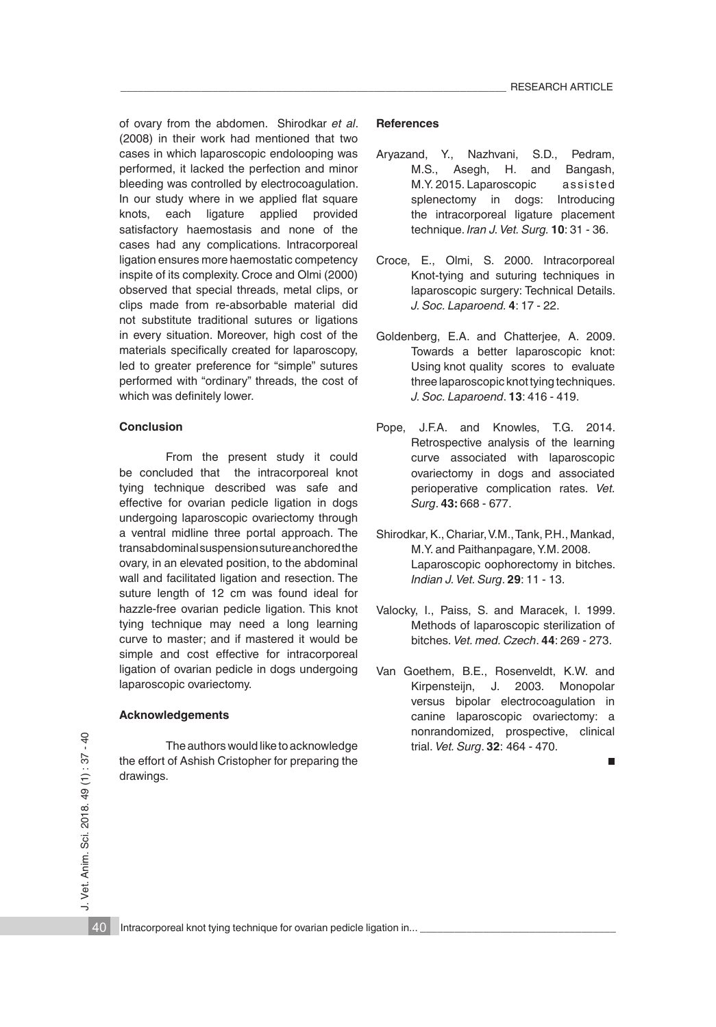of ovary from the abdomen. Shirodkar *et al*. (2008) in their work had mentioned that two cases in which laparoscopic endolooping was performed, it lacked the perfection and minor bleeding was controlled by electrocoagulation. In our study where in we applied flat square knots, each ligature applied provided satisfactory haemostasis and none of the cases had any complications. Intracorporeal ligation ensures more haemostatic competency inspite of its complexity. Croce and Olmi (2000) observed that special threads, metal clips, or clips made from re-absorbable material did not substitute traditional sutures or ligations in every situation. Moreover, high cost of the materials specifically created for laparoscopy, led to greater preference for "simple" sutures performed with "ordinary" threads, the cost of which was definitely lower.

## Conclusion

From the present study it could be concluded that the intracorporeal knot tying technique described was safe and effective for ovarian pedicle ligation in dogs undergoing laparoscopic ovariectomy through a ventral midline three portal approach. The transabdominal suspension suture anchored the ovary, in an elevated position, to the abdominal wall and facilitated ligation and resection. The suture length of 12 cm was found ideal for hazzle-free ovarian pedicle ligation. This knot tying technique may need a long learning curve to master; and if mastered it would be simple and cost effective for intracorporeal ligation of ovarian pedicle in dogs undergoing laparoscopic ovariectomy.

## Acknowledgements

The authors would like to acknowledge the effort of Ashish Cristopher for preparing the drawings.

## References

Aryazand, Y., Nazhvani, S.D., Pedram, M.S., Asegh, H. and Bangash, M.Y. 2015. Laparoscopic assisted splenectomy in dogs: Introducing the intracorporeal ligature placement technique. *Iran J. Vet. Surg.* **10**: 31 - 36.

Croce, E., Olmi, S. 2000. Intracorporeal Knot-tying and suturing techniques in laparoscopic surgery: Technical Details. *J. Soc. Laparoend.* **4**: 17 - 22.

Goldenberg, E.A. and Chatterjee, A. 2009. Towards a better laparoscopic knot: Using knot quality scores to evaluate three laparoscopic knot tying techniques. *J. Soc. Laparoend*. **13**: 416 - 419.

Pope, J.F.A. and Knowles, T.G. 2014. Retrospective analysis of the learning curve associated with laparoscopic ovariectomy in dogs and associated perioperative complication rates. *Vet. Surg*. **43:** 668 - 677.

Shirodkar, K., Chariar, V.M., Tank, P.H., Mankad, M.Y. and Paithanpagare, Y.M. 2008. Laparoscopic oophorectomy in bitches. *Indian J. Vet. Surg*. **29**: 11 - 13.

Valocky, I., Paiss, S. and Maracek, I. 1999. Methods of laparoscopic sterilization of bitches. *Vet. med. Czech*. **44**: 269 - 273.

Van Goethem, B.E., Rosenveldt, K.W. and Kirpensteijn, J. 2003. Monopolar versus bipolar electrocoagulation in canine laparoscopic ovariectomy: a nonrandomized, prospective, clinical trial. *Vet. Surg*. **32**: 464 - 470.